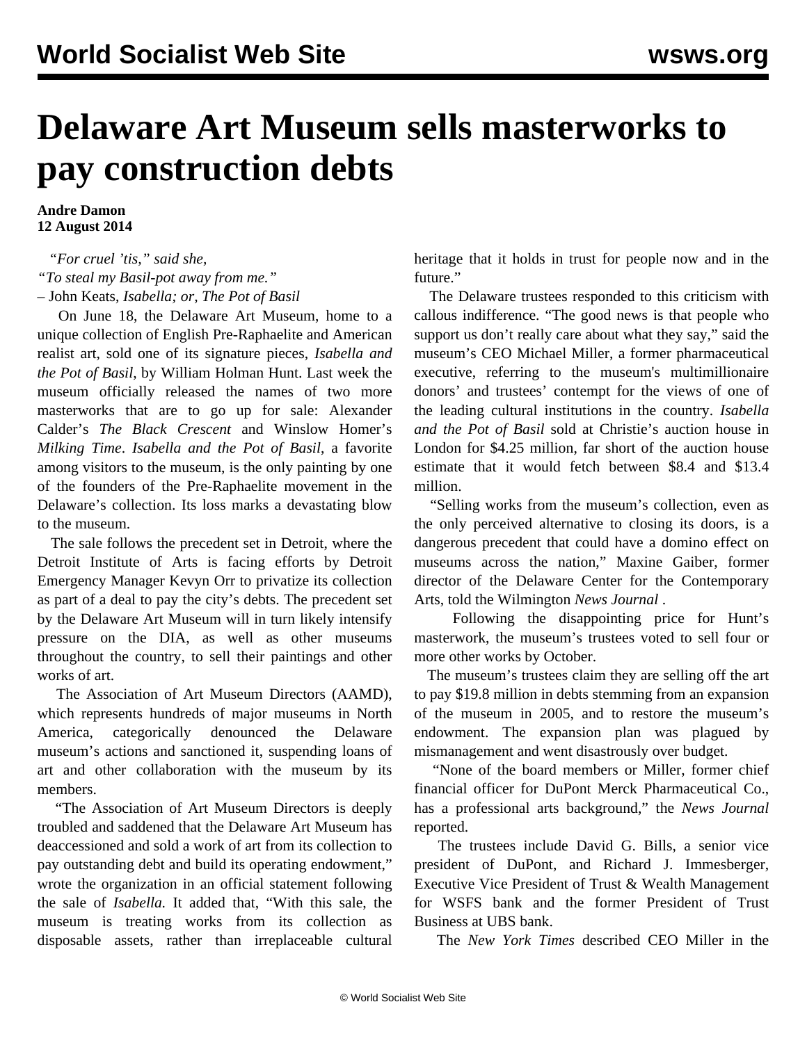# Delaware Art Museum sells masterworks to pay construction debts

**Andre Damon**
**12 August 2014**

*"For cruel 'tis," said she,*
*"To steal my Basil-pot away from me."*
– John Keats, *Isabella; or, The Pot of Basil*

On June 18, the Delaware Art Museum, home to a unique collection of English Pre-Raphaelite and American realist art, sold one of its signature pieces, *Isabella and the Pot of Basil*, by William Holman Hunt. Last week the museum officially released the names of two more masterworks that are to go up for sale: Alexander Calder's *The Black Crescent* and Winslow Homer's *Milking Time*. *Isabella and the Pot of Basil*, a favorite among visitors to the museum, is the only painting by one of the founders of the Pre-Raphaelite movement in the Delaware's collection. Its loss marks a devastating blow to the museum.

The sale follows the precedent set in Detroit, where the Detroit Institute of Arts is facing efforts by Detroit Emergency Manager Kevyn Orr to privatize its collection as part of a deal to pay the city's debts. The precedent set by the Delaware Art Museum will in turn likely intensify pressure on the DIA, as well as other museums throughout the country, to sell their paintings and other works of art.

The Association of Art Museum Directors (AAMD), which represents hundreds of major museums in North America, categorically denounced the Delaware museum's actions and sanctioned it, suspending loans of art and other collaboration with the museum by its members.

"The Association of Art Museum Directors is deeply troubled and saddened that the Delaware Art Museum has deaccessioned and sold a work of art from its collection to pay outstanding debt and build its operating endowment," wrote the organization in an official statement following the sale of *Isabella.* It added that, "With this sale, the museum is treating works from its collection as disposable assets, rather than irreplaceable cultural heritage that it holds in trust for people now and in the future."

The Delaware trustees responded to this criticism with callous indifference. "The good news is that people who support us don't really care about what they say," said the museum's CEO Michael Miller, a former pharmaceutical executive, referring to the museum's multimillionaire donors' and trustees' contempt for the views of one of the leading cultural institutions in the country. *Isabella and the Pot of Basil* sold at Christie's auction house in London for $4.25 million, far short of the auction house estimate that it would fetch between $8.4 and $13.4 million.

"Selling works from the museum's collection, even as the only perceived alternative to closing its doors, is a dangerous precedent that could have a domino effect on museums across the nation," Maxine Gaiber, former director of the Delaware Center for the Contemporary Arts, told the Wilmington *News Journal* .

Following the disappointing price for Hunt's masterwork, the museum's trustees voted to sell four or more other works by October.

The museum's trustees claim they are selling off the art to pay $19.8 million in debts stemming from an expansion of the museum in 2005, and to restore the museum's endowment. The expansion plan was plagued by mismanagement and went disastrously over budget.

"None of the board members or Miller, former chief financial officer for DuPont Merck Pharmaceutical Co., has a professional arts background," the *News Journal* reported.

The trustees include David G. Bills, a senior vice president of DuPont, and Richard J. Immesberger, Executive Vice President of Trust & Wealth Management for WSFS bank and the former President of Trust Business at UBS bank.

The *New York Times* described CEO Miller in the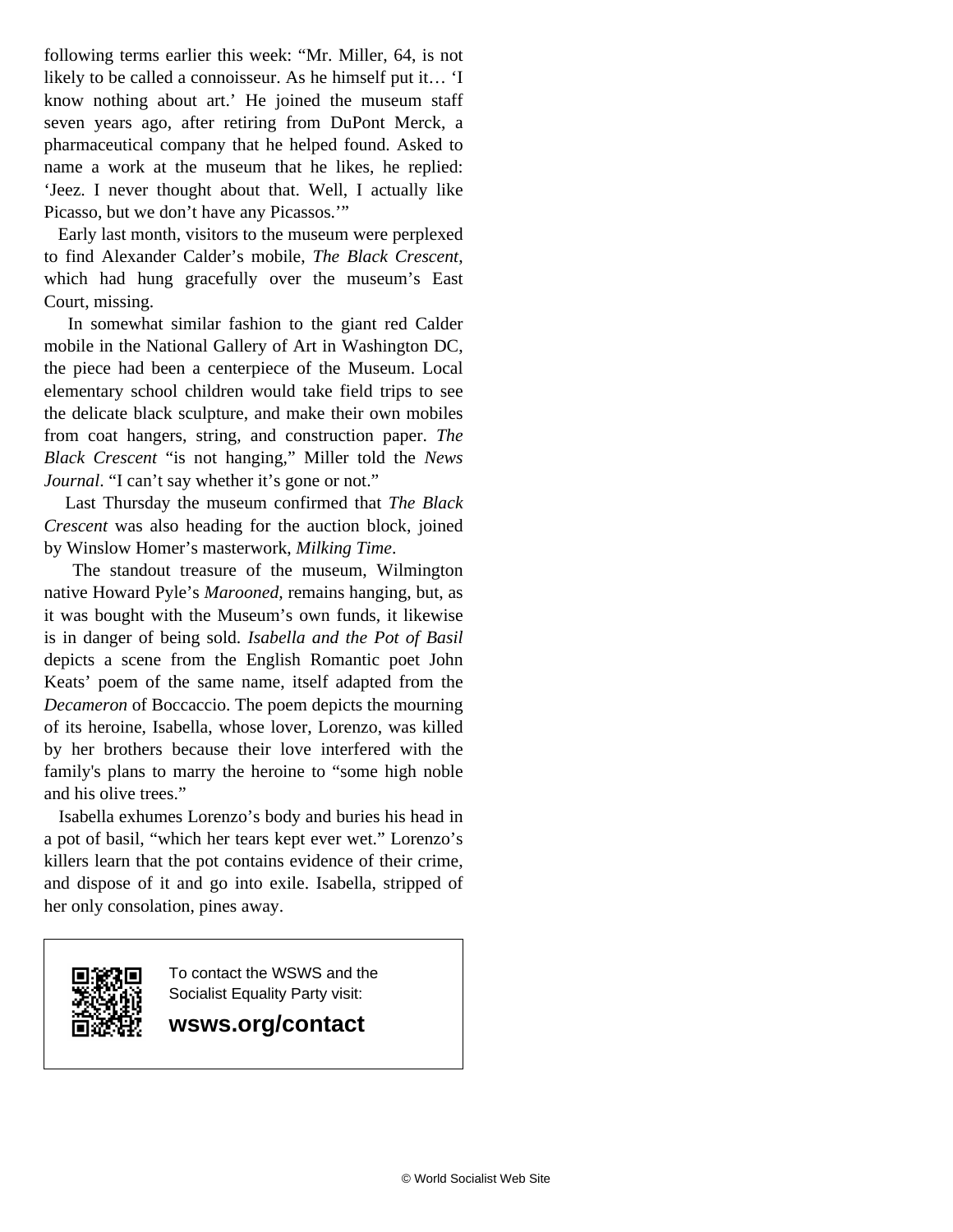following terms earlier this week: “Mr. Miller, 64, is not likely to be called a connoisseur. As he himself put it… ‘I know nothing about art.’ He joined the museum staff seven years ago, after retiring from DuPont Merck, a pharmaceutical company that he helped found. Asked to name a work at the museum that he likes, he replied: ‘Jeez. I never thought about that. Well, I actually like Picasso, but we don’t have any Picassos.’”

Early last month, visitors to the museum were perplexed to find Alexander Calder’s mobile, *The Black Crescent*, which had hung gracefully over the museum’s East Court, missing.

In somewhat similar fashion to the giant red Calder mobile in the National Gallery of Art in Washington DC, the piece had been a centerpiece of the Museum. Local elementary school children would take field trips to see the delicate black sculpture, and make their own mobiles from coat hangers, string, and construction paper. *The Black Crescent* “is not hanging,” Miller told the *News Journal*. “I can’t say whether it’s gone or not.”

Last Thursday the museum confirmed that *The Black Crescent* was also heading for the auction block, joined by Winslow Homer’s masterwork, *Milking Time*.

The standout treasure of the museum, Wilmington native Howard Pyle’s *Marooned*, remains hanging, but, as it was bought with the Museum’s own funds, it likewise is in danger of being sold. *Isabella and the Pot of Basil* depicts a scene from the English Romantic poet John Keats’ poem of the same name, itself adapted from the *Decameron* of Boccaccio. The poem depicts the mourning of its heroine, Isabella, whose lover, Lorenzo, was killed by her brothers because their love interfered with the family's plans to marry the heroine to “some high noble and his olive trees.”

Isabella exhumes Lorenzo’s body and buries his head in a pot of basil, “which her tears kept ever wet.” Lorenzo’s killers learn that the pot contains evidence of their crime, and dispose of it and go into exile. Isabella, stripped of her only consolation, pines away.

To contact the WSWS and the Socialist Equality Party visit:

**wsws.org/contact**